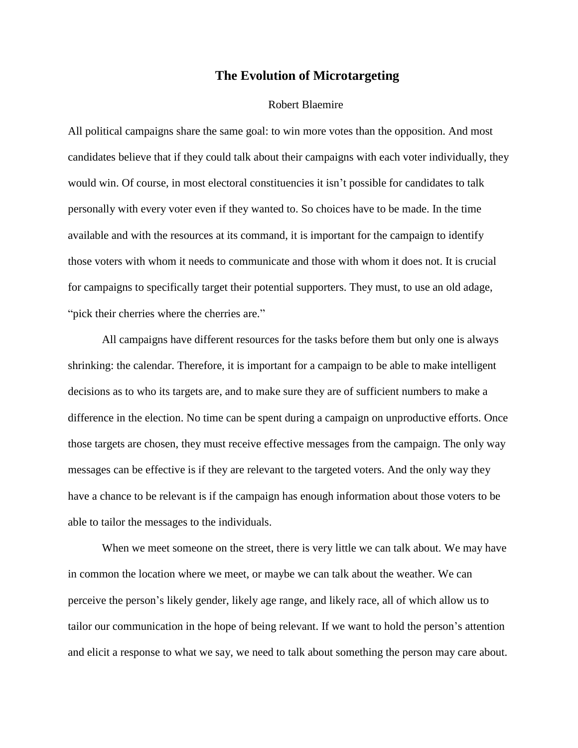# The Evolution of Microtargeting

Robert Blaemire

All political campaigns share the same goal: to win more votes than the opposition. And most candidates believe that if they could talk about their campaigns with each voter individually, they would win. Of course, in most electoral constituencies it isn't possible for candidates to talk personally with every voter even if they wanted to. So choices have to be made. In the time available and with the resources at its command, it is important for the campaign to identify those voters with whom it needs to communicate and those with whom it does not. It is crucial for campaigns to specifically target their potential supporters. They must, to use an old adage, "pick their cherries where the cherries are."

All campaigns have different resources for the tasks before them but only one is always shrinking: the calendar. Therefore, it is important for a campaign to be able to make intelligent decisions as to who its targets are, and to make sure they are of sufficient numbers to make a difference in the election. No time can be spent during a campaign on unproductive efforts. Once those targets are chosen, they must receive effective messages from the campaign. The only way messages can be effective is if they are relevant to the targeted voters. And the only way they have a chance to be relevant is if the campaign has enough information about those voters to be able to tailor the messages to the individuals.

When we meet someone on the street, there is very little we can talk about. We may have in common the location where we meet, or maybe we can talk about the weather. We can perceive the person's likely gender, likely age range, and likely race, all of which allow us to tailor our communication in the hope of being relevant. If we want to hold the person's attention and elicit a response to what we say, we need to talk about something the person may care about.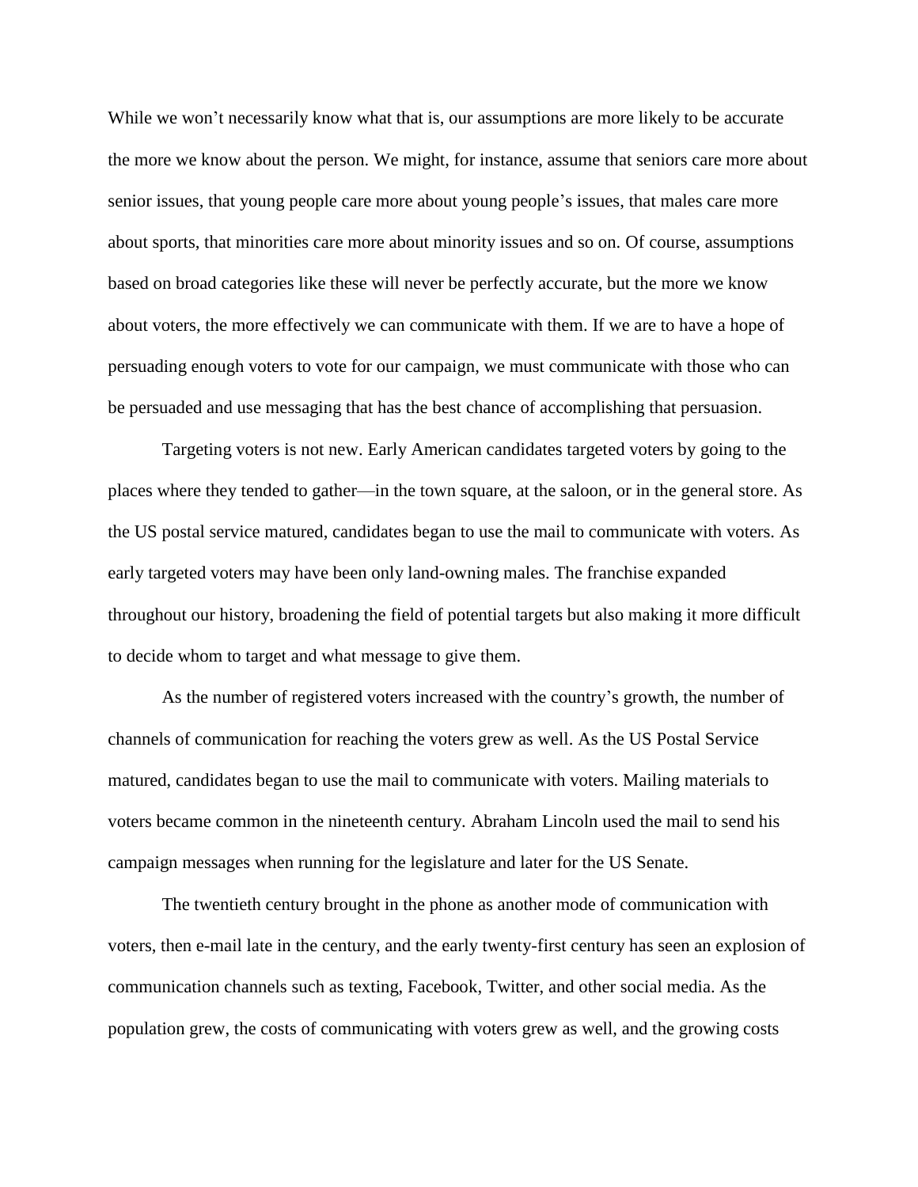While we won't necessarily know what that is, our assumptions are more likely to be accurate the more we know about the person. We might, for instance, assume that seniors care more about senior issues, that young people care more about young people's issues, that males care more about sports, that minorities care more about minority issues and so on. Of course, assumptions based on broad categories like these will never be perfectly accurate, but the more we know about voters, the more effectively we can communicate with them. If we are to have a hope of persuading enough voters to vote for our campaign, we must communicate with those who can be persuaded and use messaging that has the best chance of accomplishing that persuasion.

Targeting voters is not new. Early American candidates targeted voters by going to the places where they tended to gather—in the town square, at the saloon, or in the general store. As the US postal service matured, candidates began to use the mail to communicate with voters. As early targeted voters may have been only land-owning males. The franchise expanded throughout our history, broadening the field of potential targets but also making it more difficult to decide whom to target and what message to give them.

As the number of registered voters increased with the country's growth, the number of channels of communication for reaching the voters grew as well. As the US Postal Service matured, candidates began to use the mail to communicate with voters. Mailing materials to voters became common in the nineteenth century. Abraham Lincoln used the mail to send his campaign messages when running for the legislature and later for the US Senate.

The twentieth century brought in the phone as another mode of communication with voters, then e-mail late in the century, and the early twenty-first century has seen an explosion of communication channels such as texting, Facebook, Twitter, and other social media. As the population grew, the costs of communicating with voters grew as well, and the growing costs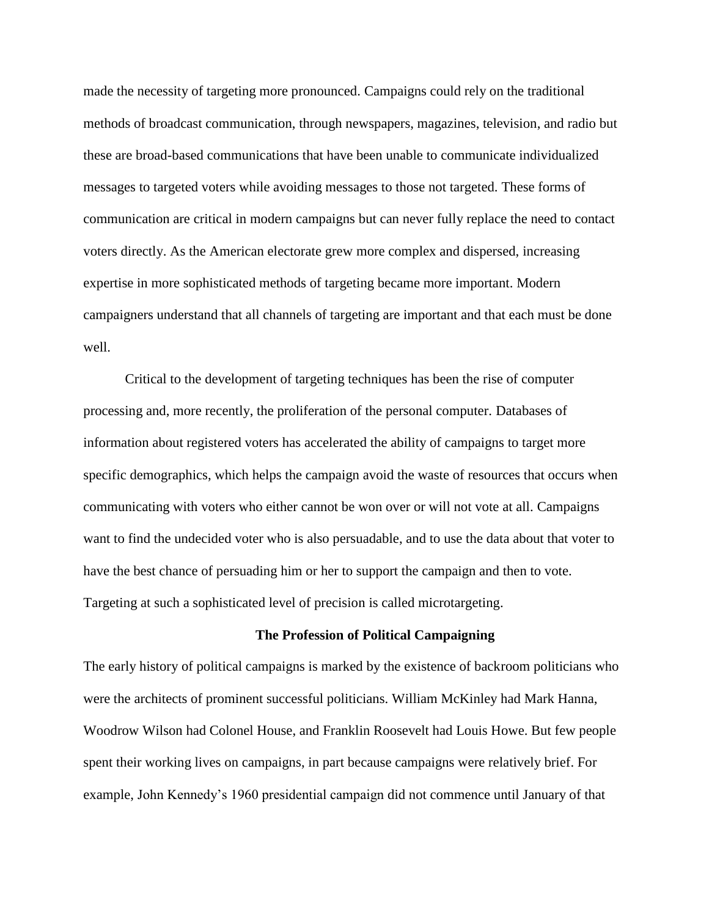made the necessity of targeting more pronounced. Campaigns could rely on the traditional methods of broadcast communication, through newspapers, magazines, television, and radio but these are broad-based communications that have been unable to communicate individualized messages to targeted voters while avoiding messages to those not targeted. These forms of communication are critical in modern campaigns but can never fully replace the need to contact voters directly. As the American electorate grew more complex and dispersed, increasing expertise in more sophisticated methods of targeting became more important. Modern campaigners understand that all channels of targeting are important and that each must be done well.

Critical to the development of targeting techniques has been the rise of computer processing and, more recently, the proliferation of the personal computer. Databases of information about registered voters has accelerated the ability of campaigns to target more specific demographics, which helps the campaign avoid the waste of resources that occurs when communicating with voters who either cannot be won over or will not vote at all. Campaigns want to find the undecided voter who is also persuadable, and to use the data about that voter to have the best chance of persuading him or her to support the campaign and then to vote. Targeting at such a sophisticated level of precision is called microtargeting.

## The Profession of Political Campaigning

The early history of political campaigns is marked by the existence of backroom politicians who were the architects of prominent successful politicians. William McKinley had Mark Hanna, Woodrow Wilson had Colonel House, and Franklin Roosevelt had Louis Howe. But few people spent their working lives on campaigns, in part because campaigns were relatively brief. For example, John Kennedy's 1960 presidential campaign did not commence until January of that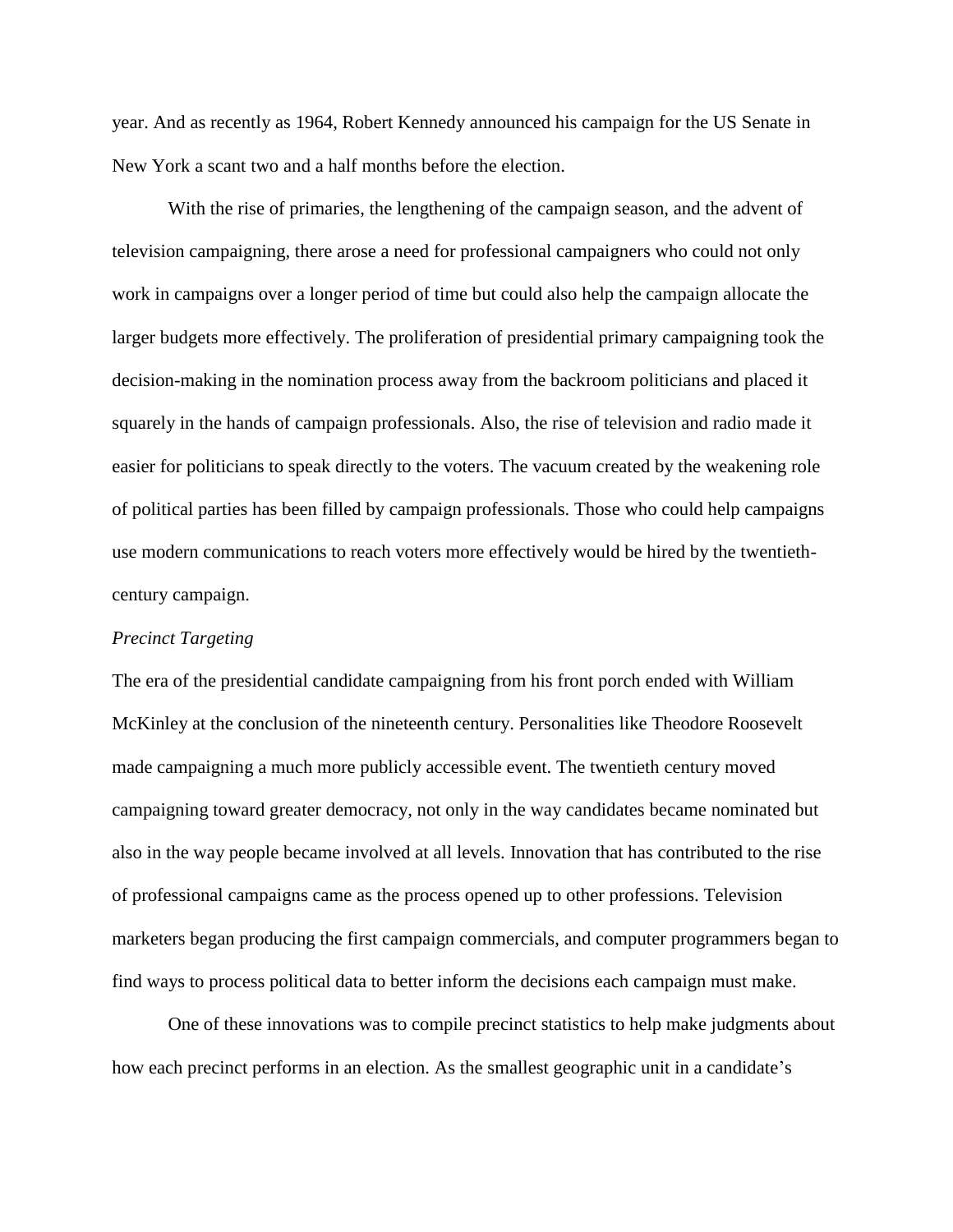year. And as recently as 1964, Robert Kennedy announced his campaign for the US Senate in New York a scant two and a half months before the election.

With the rise of primaries, the lengthening of the campaign season, and the advent of television campaigning, there arose a need for professional campaigners who could not only work in campaigns over a longer period of time but could also help the campaign allocate the larger budgets more effectively. The proliferation of presidential primary campaigning took the decision-making in the nomination process away from the backroom politicians and placed it squarely in the hands of campaign professionals. Also, the rise of television and radio made it easier for politicians to speak directly to the voters. The vacuum created by the weakening role of political parties has been filled by campaign professionals. Those who could help campaigns use modern communications to reach voters more effectively would be hired by the twentieth-century campaign.

*Precinct Targeting*

The era of the presidential candidate campaigning from his front porch ended with William McKinley at the conclusion of the nineteenth century. Personalities like Theodore Roosevelt made campaigning a much more publicly accessible event. The twentieth century moved campaigning toward greater democracy, not only in the way candidates became nominated but also in the way people became involved at all levels. Innovation that has contributed to the rise of professional campaigns came as the process opened up to other professions. Television marketers began producing the first campaign commercials, and computer programmers began to find ways to process political data to better inform the decisions each campaign must make.

One of these innovations was to compile precinct statistics to help make judgments about how each precinct performs in an election. As the smallest geographic unit in a candidate's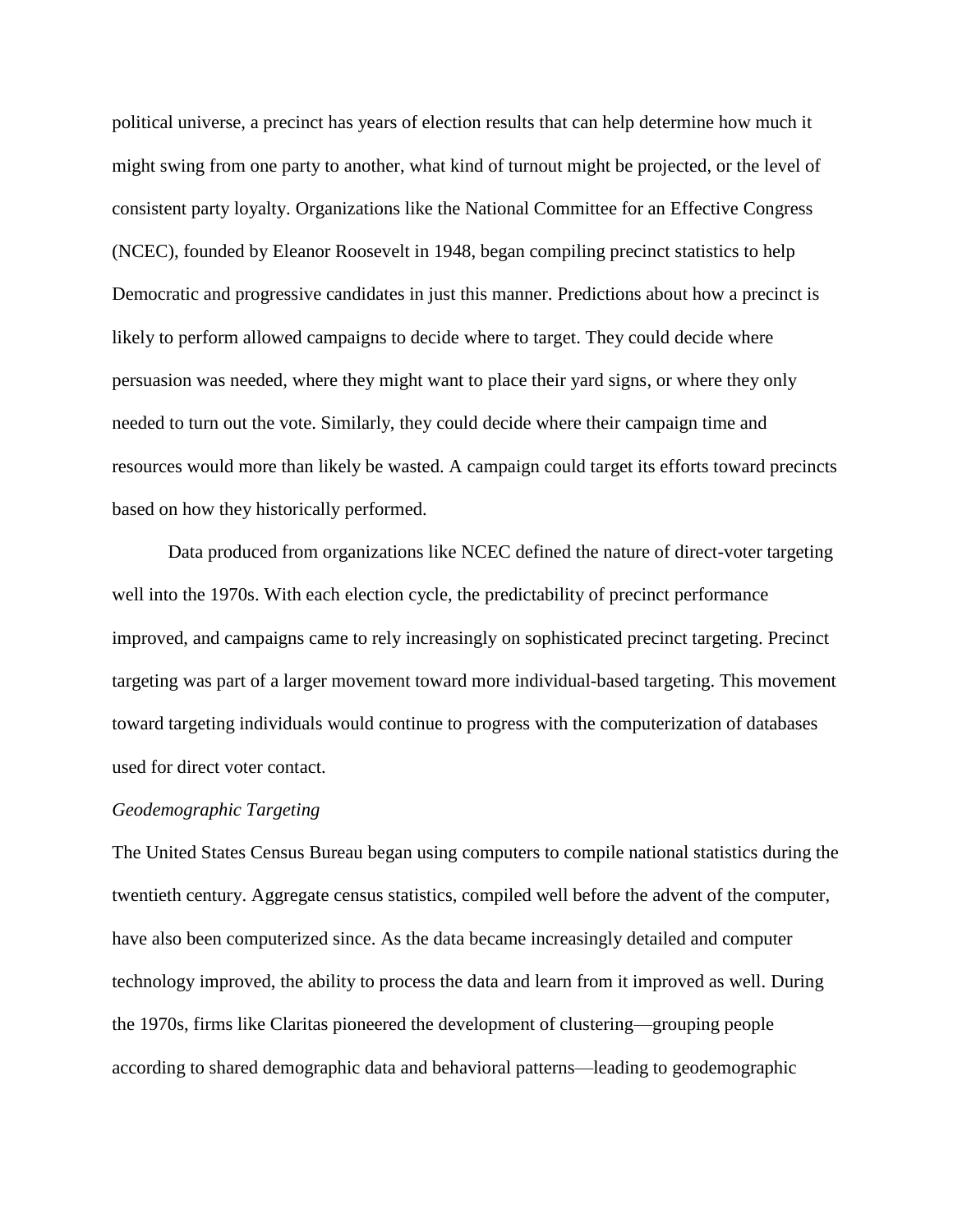political universe, a precinct has years of election results that can help determine how much it might swing from one party to another, what kind of turnout might be projected, or the level of consistent party loyalty. Organizations like the National Committee for an Effective Congress (NCEC), founded by Eleanor Roosevelt in 1948, began compiling precinct statistics to help Democratic and progressive candidates in just this manner. Predictions about how a precinct is likely to perform allowed campaigns to decide where to target. They could decide where persuasion was needed, where they might want to place their yard signs, or where they only needed to turn out the vote. Similarly, they could decide where their campaign time and resources would more than likely be wasted. A campaign could target its efforts toward precincts based on how they historically performed.

Data produced from organizations like NCEC defined the nature of direct-voter targeting well into the 1970s. With each election cycle, the predictability of precinct performance improved, and campaigns came to rely increasingly on sophisticated precinct targeting. Precinct targeting was part of a larger movement toward more individual-based targeting. This movement toward targeting individuals would continue to progress with the computerization of databases used for direct voter contact.

*Geodemographic Targeting*

The United States Census Bureau began using computers to compile national statistics during the twentieth century. Aggregate census statistics, compiled well before the advent of the computer, have also been computerized since. As the data became increasingly detailed and computer technology improved, the ability to process the data and learn from it improved as well. During the 1970s, firms like Claritas pioneered the development of clustering—grouping people according to shared demographic data and behavioral patterns—leading to geodemographic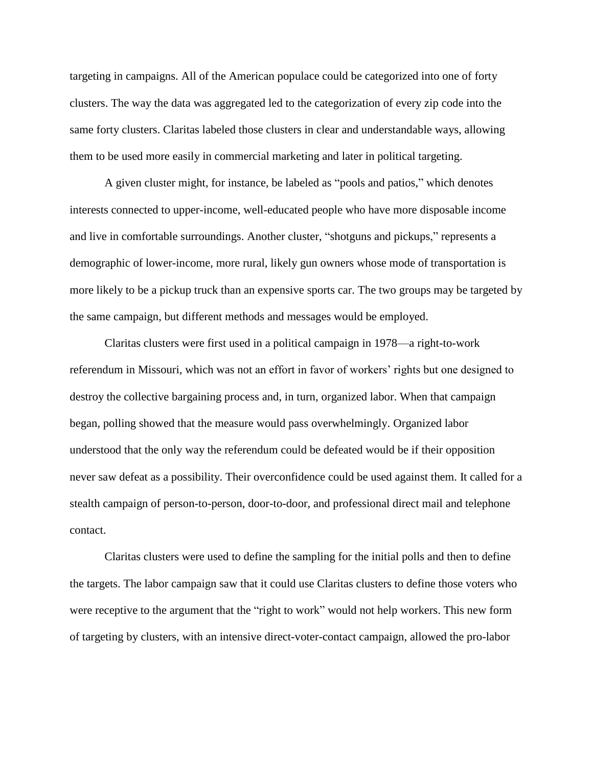targeting in campaigns. All of the American populace could be categorized into one of forty clusters. The way the data was aggregated led to the categorization of every zip code into the same forty clusters. Claritas labeled those clusters in clear and understandable ways, allowing them to be used more easily in commercial marketing and later in political targeting.

A given cluster might, for instance, be labeled as "pools and patios," which denotes interests connected to upper-income, well-educated people who have more disposable income and live in comfortable surroundings. Another cluster, "shotguns and pickups," represents a demographic of lower-income, more rural, likely gun owners whose mode of transportation is more likely to be a pickup truck than an expensive sports car. The two groups may be targeted by the same campaign, but different methods and messages would be employed.

Claritas clusters were first used in a political campaign in 1978—a right-to-work referendum in Missouri, which was not an effort in favor of workers' rights but one designed to destroy the collective bargaining process and, in turn, organized labor. When that campaign began, polling showed that the measure would pass overwhelmingly. Organized labor understood that the only way the referendum could be defeated would be if their opposition never saw defeat as a possibility. Their overconfidence could be used against them. It called for a stealth campaign of person-to-person, door-to-door, and professional direct mail and telephone contact.

Claritas clusters were used to define the sampling for the initial polls and then to define the targets. The labor campaign saw that it could use Claritas clusters to define those voters who were receptive to the argument that the "right to work" would not help workers. This new form of targeting by clusters, with an intensive direct-voter-contact campaign, allowed the pro-labor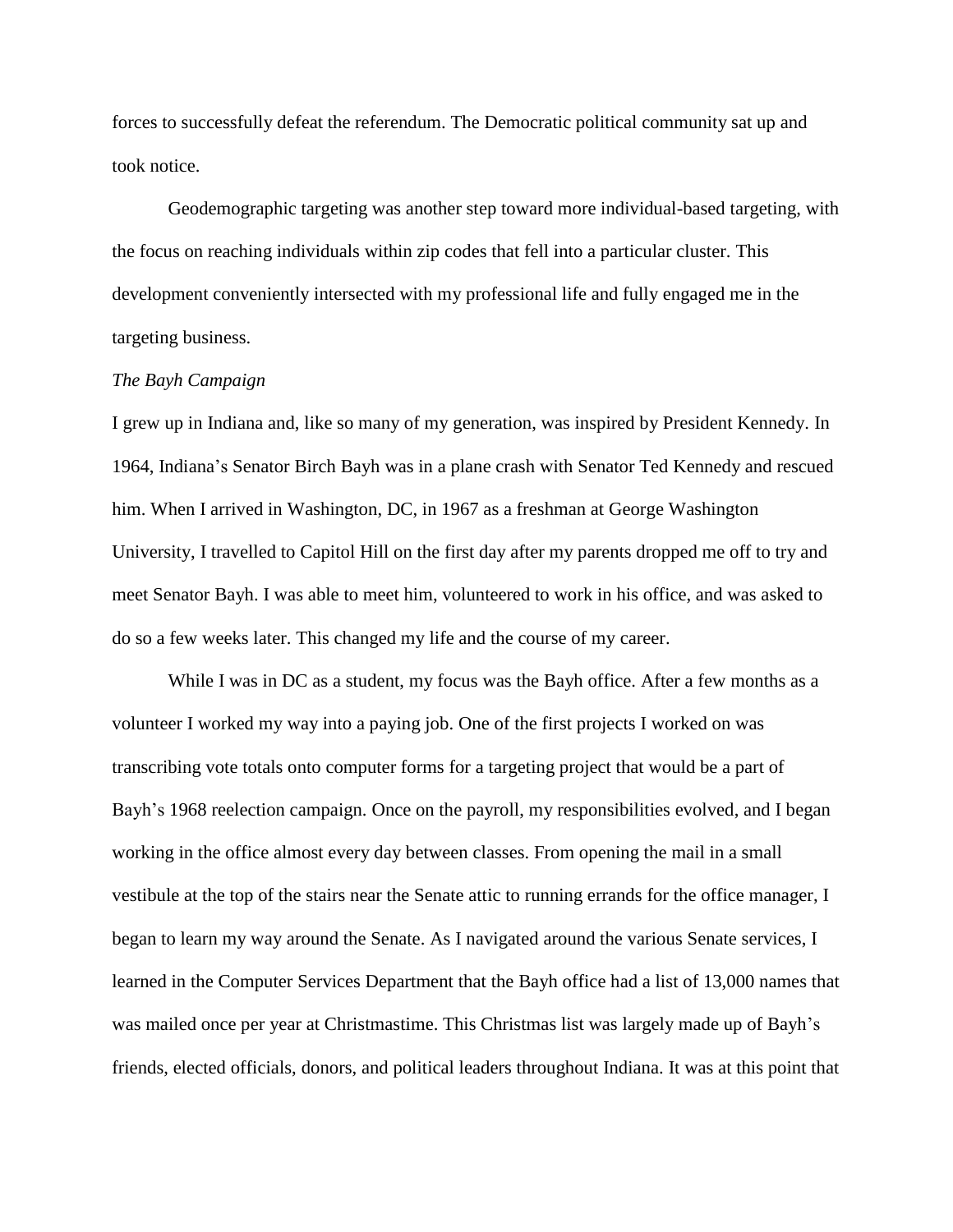forces to successfully defeat the referendum. The Democratic political community sat up and took notice.

Geodemographic targeting was another step toward more individual-based targeting, with the focus on reaching individuals within zip codes that fell into a particular cluster. This development conveniently intersected with my professional life and fully engaged me in the targeting business.

*The Bayh Campaign*

I grew up in Indiana and, like so many of my generation, was inspired by President Kennedy. In 1964, Indiana's Senator Birch Bayh was in a plane crash with Senator Ted Kennedy and rescued him. When I arrived in Washington, DC, in 1967 as a freshman at George Washington University, I travelled to Capitol Hill on the first day after my parents dropped me off to try and meet Senator Bayh. I was able to meet him, volunteered to work in his office, and was asked to do so a few weeks later. This changed my life and the course of my career.

While I was in DC as a student, my focus was the Bayh office. After a few months as a volunteer I worked my way into a paying job. One of the first projects I worked on was transcribing vote totals onto computer forms for a targeting project that would be a part of Bayh's 1968 reelection campaign. Once on the payroll, my responsibilities evolved, and I began working in the office almost every day between classes. From opening the mail in a small vestibule at the top of the stairs near the Senate attic to running errands for the office manager, I began to learn my way around the Senate. As I navigated around the various Senate services, I learned in the Computer Services Department that the Bayh office had a list of 13,000 names that was mailed once per year at Christmastime. This Christmas list was largely made up of Bayh's friends, elected officials, donors, and political leaders throughout Indiana. It was at this point that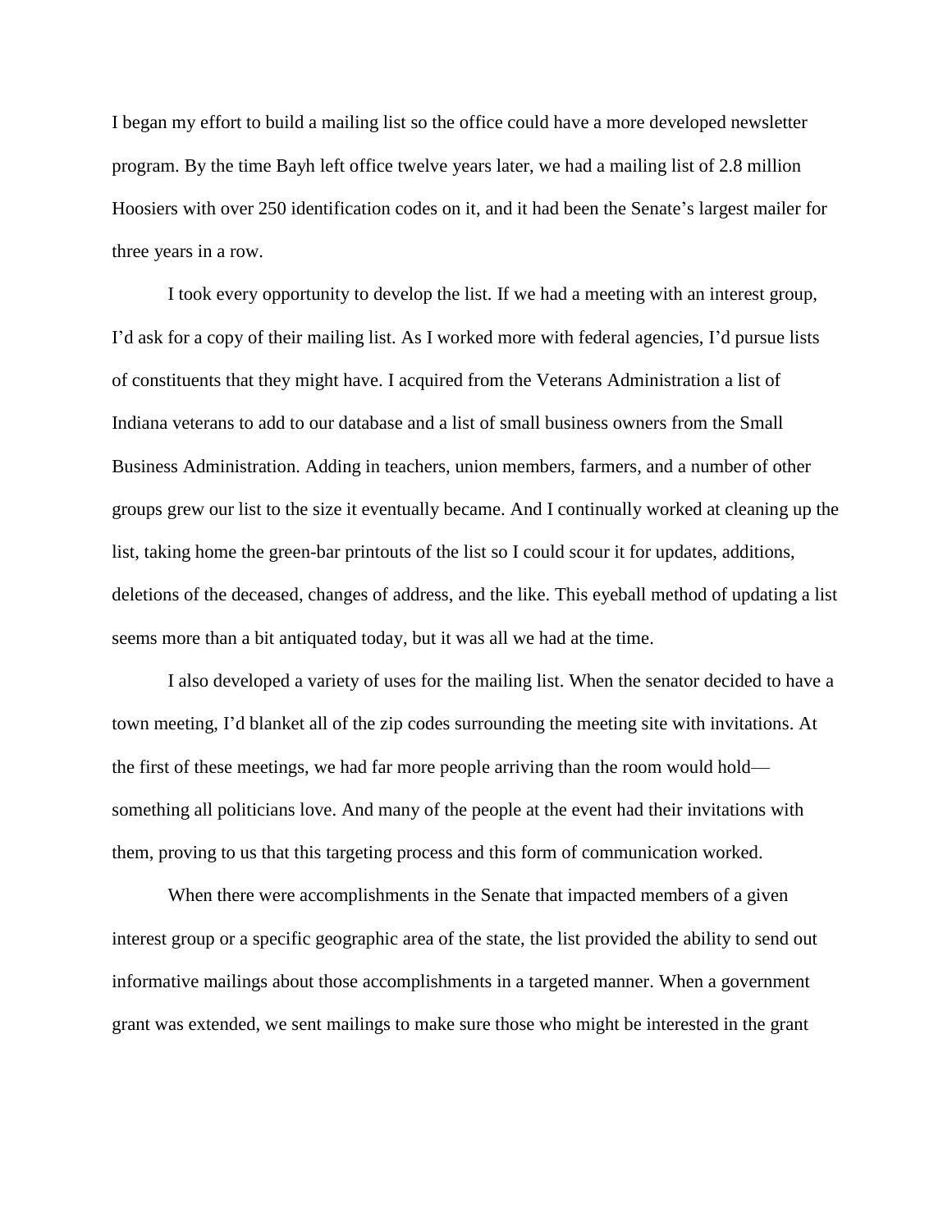I began my effort to build a mailing list so the office could have a more developed newsletter program. By the time Bayh left office twelve years later, we had a mailing list of 2.8 million Hoosiers with over 250 identification codes on it, and it had been the Senate's largest mailer for three years in a row.

I took every opportunity to develop the list. If we had a meeting with an interest group, I'd ask for a copy of their mailing list. As I worked more with federal agencies, I'd pursue lists of constituents that they might have. I acquired from the Veterans Administration a list of Indiana veterans to add to our database and a list of small business owners from the Small Business Administration. Adding in teachers, union members, farmers, and a number of other groups grew our list to the size it eventually became. And I continually worked at cleaning up the list, taking home the green-bar printouts of the list so I could scour it for updates, additions, deletions of the deceased, changes of address, and the like. This eyeball method of updating a list seems more than a bit antiquated today, but it was all we had at the time.

I also developed a variety of uses for the mailing list. When the senator decided to have a town meeting, I'd blanket all of the zip codes surrounding the meeting site with invitations. At the first of these meetings, we had far more people arriving than the room would hold—something all politicians love. And many of the people at the event had their invitations with them, proving to us that this targeting process and this form of communication worked.

When there were accomplishments in the Senate that impacted members of a given interest group or a specific geographic area of the state, the list provided the ability to send out informative mailings about those accomplishments in a targeted manner. When a government grant was extended, we sent mailings to make sure those who might be interested in the grant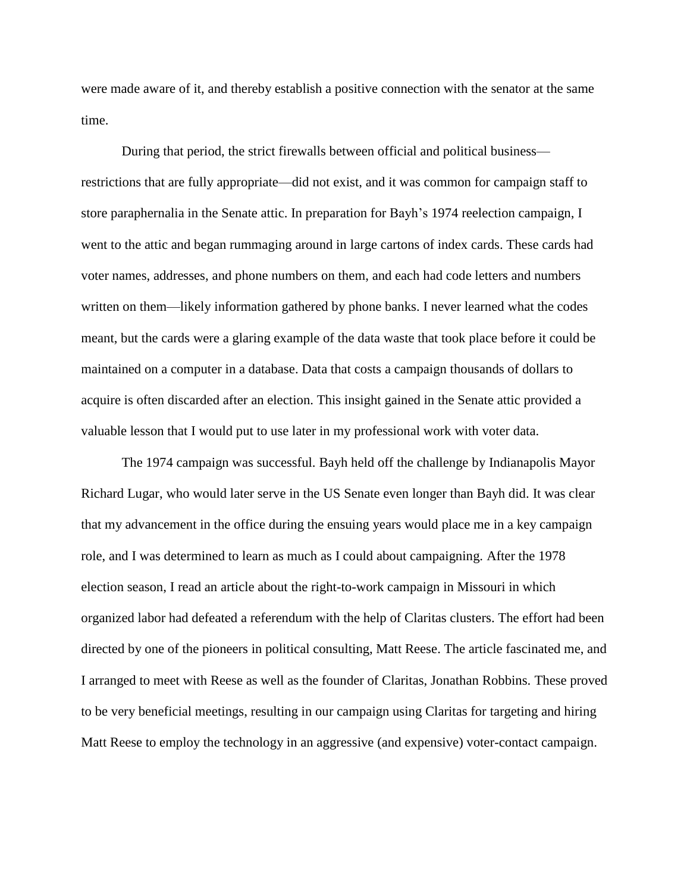were made aware of it, and thereby establish a positive connection with the senator at the same time.

During that period, the strict firewalls between official and political business—restrictions that are fully appropriate—did not exist, and it was common for campaign staff to store paraphernalia in the Senate attic. In preparation for Bayh's 1974 reelection campaign, I went to the attic and began rummaging around in large cartons of index cards. These cards had voter names, addresses, and phone numbers on them, and each had code letters and numbers written on them—likely information gathered by phone banks. I never learned what the codes meant, but the cards were a glaring example of the data waste that took place before it could be maintained on a computer in a database. Data that costs a campaign thousands of dollars to acquire is often discarded after an election. This insight gained in the Senate attic provided a valuable lesson that I would put to use later in my professional work with voter data.

The 1974 campaign was successful. Bayh held off the challenge by Indianapolis Mayor Richard Lugar, who would later serve in the US Senate even longer than Bayh did. It was clear that my advancement in the office during the ensuing years would place me in a key campaign role, and I was determined to learn as much as I could about campaigning. After the 1978 election season, I read an article about the right-to-work campaign in Missouri in which organized labor had defeated a referendum with the help of Claritas clusters. The effort had been directed by one of the pioneers in political consulting, Matt Reese. The article fascinated me, and I arranged to meet with Reese as well as the founder of Claritas, Jonathan Robbins. These proved to be very beneficial meetings, resulting in our campaign using Claritas for targeting and hiring Matt Reese to employ the technology in an aggressive (and expensive) voter-contact campaign.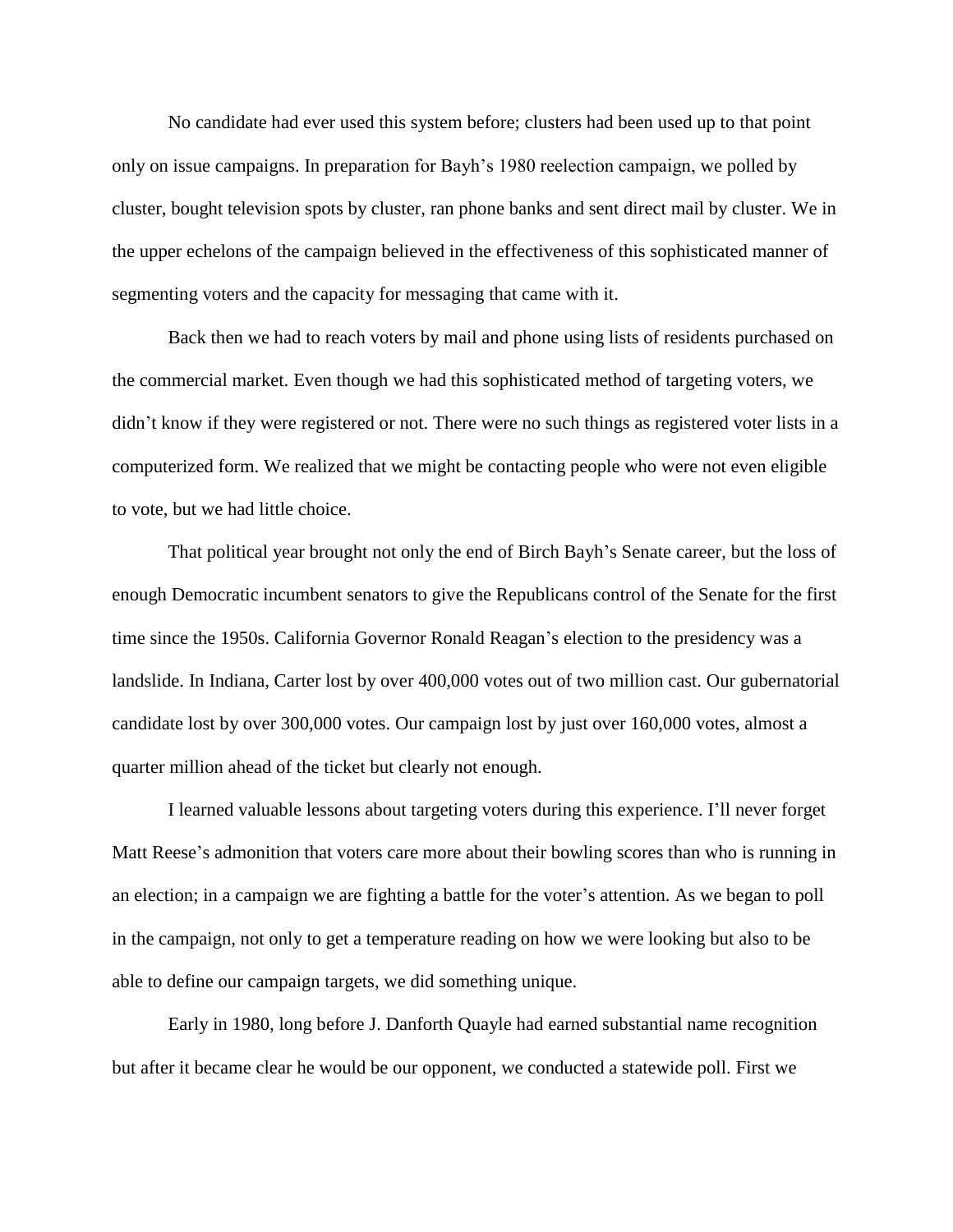No candidate had ever used this system before; clusters had been used up to that point only on issue campaigns. In preparation for Bayh's 1980 reelection campaign, we polled by cluster, bought television spots by cluster, ran phone banks and sent direct mail by cluster. We in the upper echelons of the campaign believed in the effectiveness of this sophisticated manner of segmenting voters and the capacity for messaging that came with it.

Back then we had to reach voters by mail and phone using lists of residents purchased on the commercial market. Even though we had this sophisticated method of targeting voters, we didn't know if they were registered or not. There were no such things as registered voter lists in a computerized form. We realized that we might be contacting people who were not even eligible to vote, but we had little choice.

That political year brought not only the end of Birch Bayh's Senate career, but the loss of enough Democratic incumbent senators to give the Republicans control of the Senate for the first time since the 1950s. California Governor Ronald Reagan's election to the presidency was a landslide. In Indiana, Carter lost by over 400,000 votes out of two million cast. Our gubernatorial candidate lost by over 300,000 votes. Our campaign lost by just over 160,000 votes, almost a quarter million ahead of the ticket but clearly not enough.

I learned valuable lessons about targeting voters during this experience. I'll never forget Matt Reese's admonition that voters care more about their bowling scores than who is running in an election; in a campaign we are fighting a battle for the voter's attention. As we began to poll in the campaign, not only to get a temperature reading on how we were looking but also to be able to define our campaign targets, we did something unique.

Early in 1980, long before J. Danforth Quayle had earned substantial name recognition but after it became clear he would be our opponent, we conducted a statewide poll. First we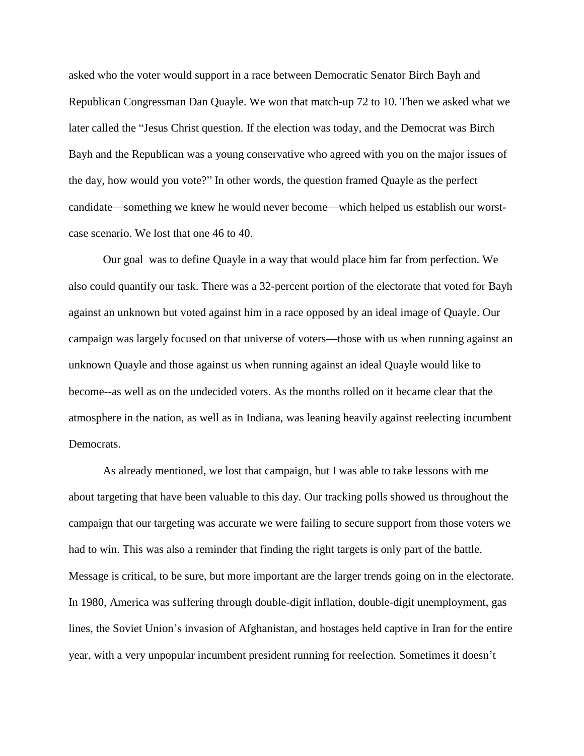asked who the voter would support in a race between Democratic Senator Birch Bayh and Republican Congressman Dan Quayle. We won that match-up 72 to 10. Then we asked what we later called the "Jesus Christ question. If the election was today, and the Democrat was Birch Bayh and the Republican was a young conservative who agreed with you on the major issues of the day, how would you vote?" In other words, the question framed Quayle as the perfect candidate—something we knew he would never become—which helped us establish our worst-case scenario. We lost that one 46 to 40.

Our goal  was to define Quayle in a way that would place him far from perfection. We also could quantify our task. There was a 32-percent portion of the electorate that voted for Bayh against an unknown but voted against him in a race opposed by an ideal image of Quayle. Our campaign was largely focused on that universe of voters—those with us when running against an unknown Quayle and those against us when running against an ideal Quayle would like to become--as well as on the undecided voters. As the months rolled on it became clear that the atmosphere in the nation, as well as in Indiana, was leaning heavily against reelecting incumbent Democrats.

As already mentioned, we lost that campaign, but I was able to take lessons with me about targeting that have been valuable to this day. Our tracking polls showed us throughout the campaign that our targeting was accurate we were failing to secure support from those voters we had to win. This was also a reminder that finding the right targets is only part of the battle. Message is critical, to be sure, but more important are the larger trends going on in the electorate. In 1980, America was suffering through double-digit inflation, double-digit unemployment, gas lines, the Soviet Union's invasion of Afghanistan, and hostages held captive in Iran for the entire year, with a very unpopular incumbent president running for reelection. Sometimes it doesn't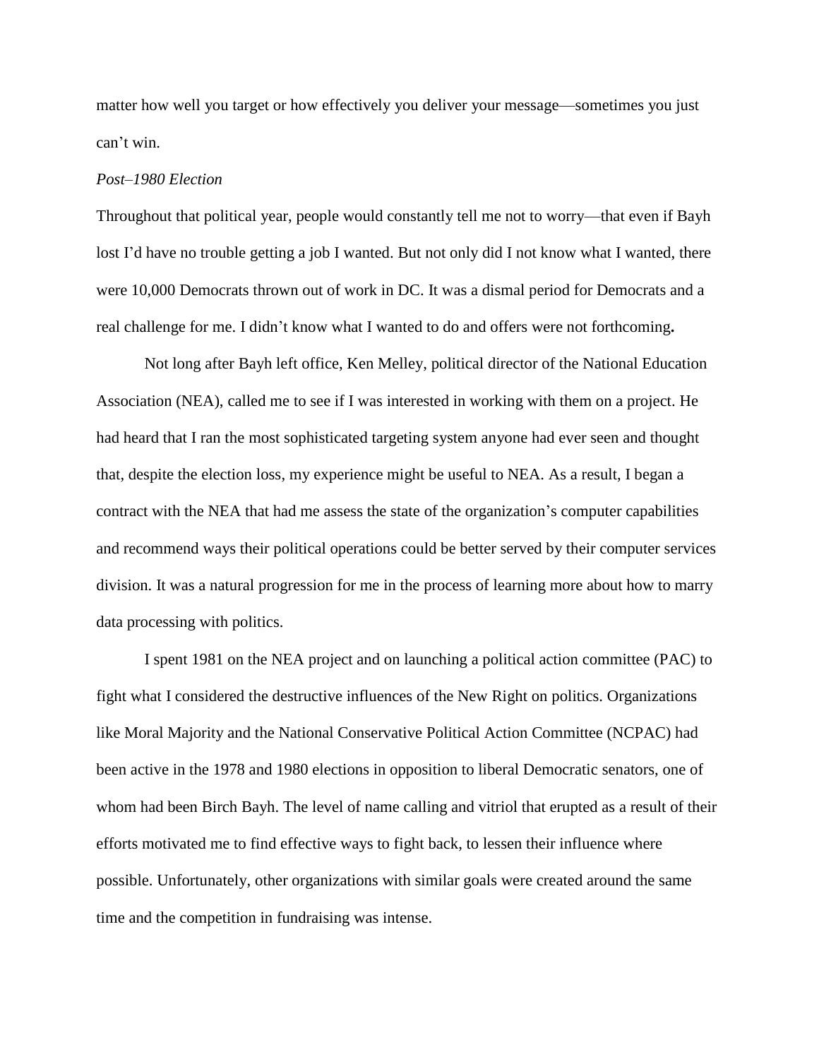matter how well you target or how effectively you deliver your message—sometimes you just can't win.

*Post–1980 Election*

Throughout that political year, people would constantly tell me not to worry—that even if Bayh lost I'd have no trouble getting a job I wanted. But not only did I not know what I wanted, there were 10,000 Democrats thrown out of work in DC. It was a dismal period for Democrats and a real challenge for me. I didn't know what I wanted to do and offers were not forthcoming**.**

Not long after Bayh left office, Ken Melley, political director of the National Education Association (NEA), called me to see if I was interested in working with them on a project. He had heard that I ran the most sophisticated targeting system anyone had ever seen and thought that, despite the election loss, my experience might be useful to NEA. As a result, I began a contract with the NEA that had me assess the state of the organization's computer capabilities and recommend ways their political operations could be better served by their computer services division. It was a natural progression for me in the process of learning more about how to marry data processing with politics.

I spent 1981 on the NEA project and on launching a political action committee (PAC) to fight what I considered the destructive influences of the New Right on politics. Organizations like Moral Majority and the National Conservative Political Action Committee (NCPAC) had been active in the 1978 and 1980 elections in opposition to liberal Democratic senators, one of whom had been Birch Bayh. The level of name calling and vitriol that erupted as a result of their efforts motivated me to find effective ways to fight back, to lessen their influence where possible. Unfortunately, other organizations with similar goals were created around the same time and the competition in fundraising was intense.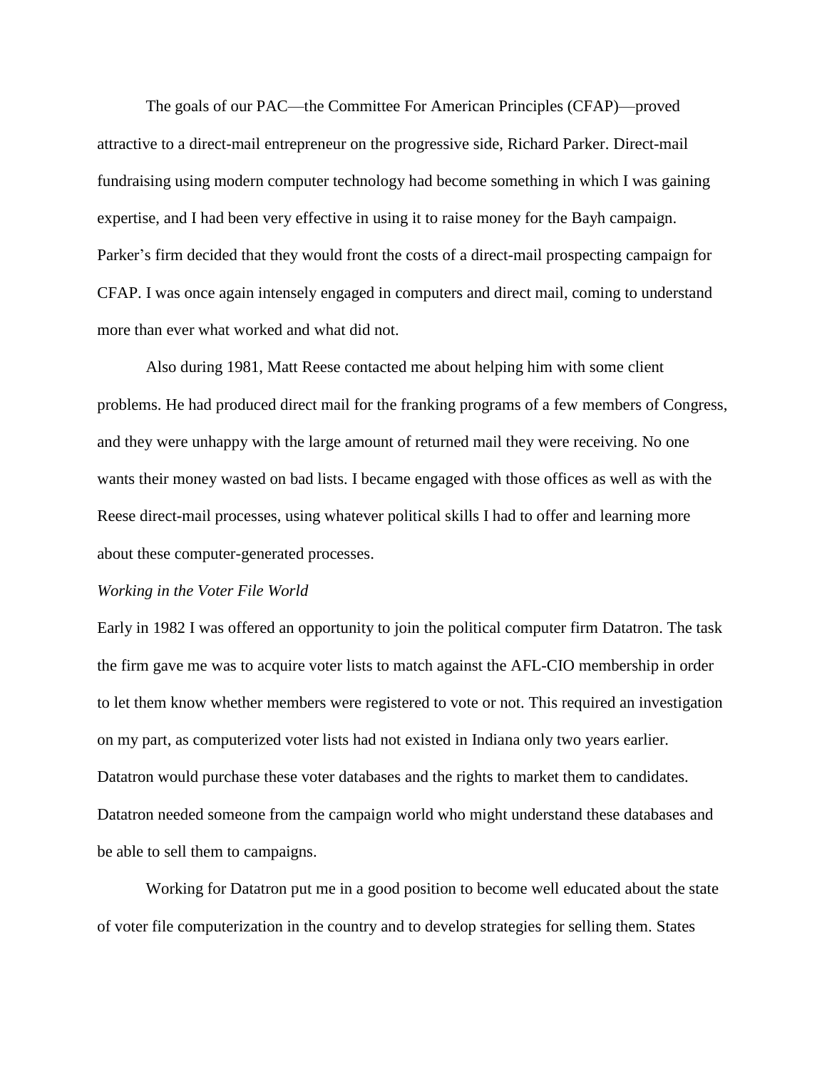The goals of our PAC—the Committee For American Principles (CFAP)—proved attractive to a direct-mail entrepreneur on the progressive side, Richard Parker. Direct-mail fundraising using modern computer technology had become something in which I was gaining expertise, and I had been very effective in using it to raise money for the Bayh campaign. Parker's firm decided that they would front the costs of a direct-mail prospecting campaign for CFAP. I was once again intensely engaged in computers and direct mail, coming to understand more than ever what worked and what did not.

Also during 1981, Matt Reese contacted me about helping him with some client problems. He had produced direct mail for the franking programs of a few members of Congress, and they were unhappy with the large amount of returned mail they were receiving. No one wants their money wasted on bad lists. I became engaged with those offices as well as with the Reese direct-mail processes, using whatever political skills I had to offer and learning more about these computer-generated processes.

*Working in the Voter File World*

Early in 1982 I was offered an opportunity to join the political computer firm Datatron. The task the firm gave me was to acquire voter lists to match against the AFL-CIO membership in order to let them know whether members were registered to vote or not. This required an investigation on my part, as computerized voter lists had not existed in Indiana only two years earlier. Datatron would purchase these voter databases and the rights to market them to candidates. Datatron needed someone from the campaign world who might understand these databases and be able to sell them to campaigns.

Working for Datatron put me in a good position to become well educated about the state of voter file computerization in the country and to develop strategies for selling them. States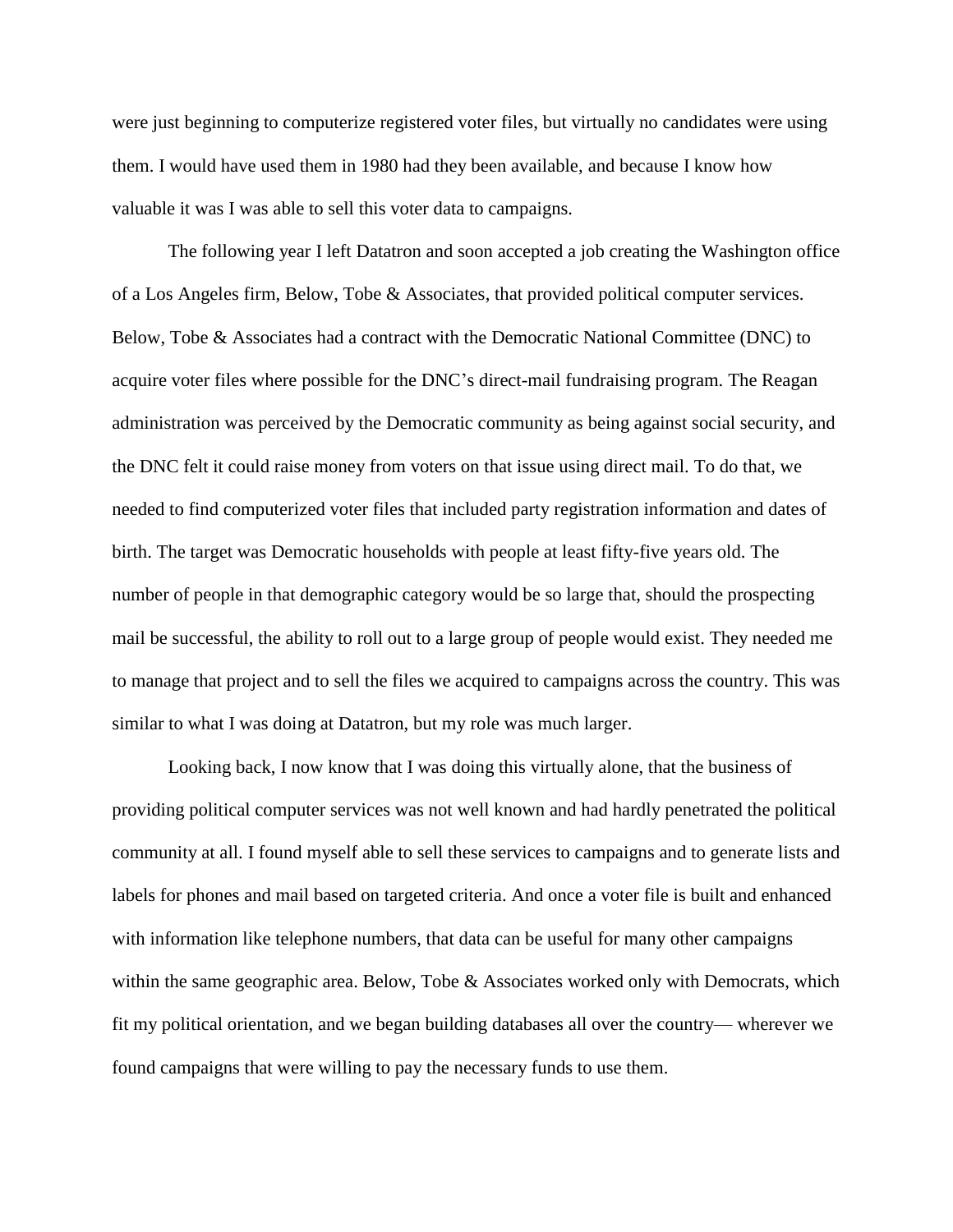were just beginning to computerize registered voter files, but virtually no candidates were using them. I would have used them in 1980 had they been available, and because I know how valuable it was I was able to sell this voter data to campaigns.

The following year I left Datatron and soon accepted a job creating the Washington office of a Los Angeles firm, Below, Tobe & Associates, that provided political computer services. Below, Tobe & Associates had a contract with the Democratic National Committee (DNC) to acquire voter files where possible for the DNC's direct-mail fundraising program. The Reagan administration was perceived by the Democratic community as being against social security, and the DNC felt it could raise money from voters on that issue using direct mail. To do that, we needed to find computerized voter files that included party registration information and dates of birth. The target was Democratic households with people at least fifty-five years old. The number of people in that demographic category would be so large that, should the prospecting mail be successful, the ability to roll out to a large group of people would exist. They needed me to manage that project and to sell the files we acquired to campaigns across the country. This was similar to what I was doing at Datatron, but my role was much larger.

Looking back, I now know that I was doing this virtually alone, that the business of providing political computer services was not well known and had hardly penetrated the political community at all. I found myself able to sell these services to campaigns and to generate lists and labels for phones and mail based on targeted criteria. And once a voter file is built and enhanced with information like telephone numbers, that data can be useful for many other campaigns within the same geographic area. Below, Tobe & Associates worked only with Democrats, which fit my political orientation, and we began building databases all over the country— wherever we found campaigns that were willing to pay the necessary funds to use them.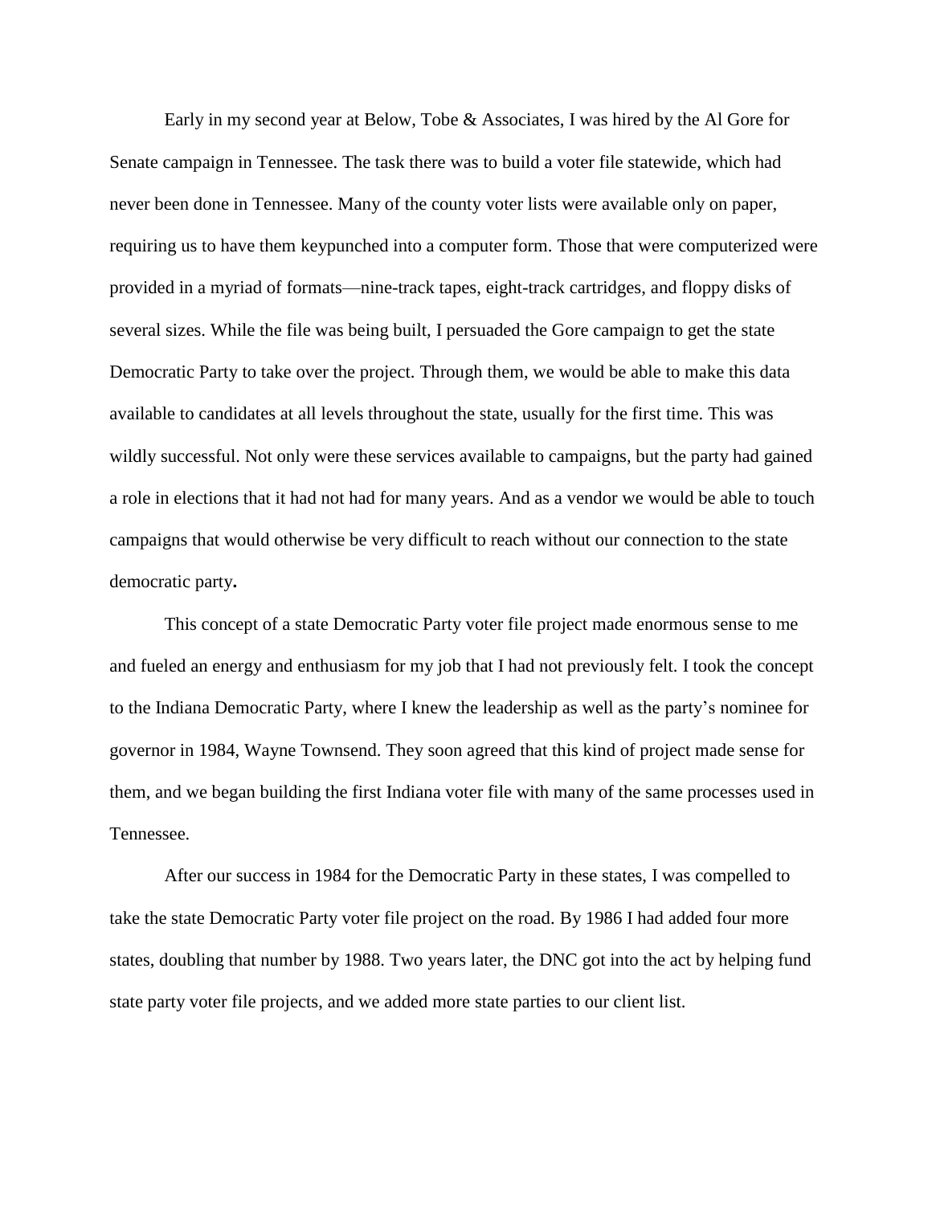Early in my second year at Below, Tobe & Associates, I was hired by the Al Gore for Senate campaign in Tennessee. The task there was to build a voter file statewide, which had never been done in Tennessee. Many of the county voter lists were available only on paper, requiring us to have them keypunched into a computer form. Those that were computerized were provided in a myriad of formats—nine-track tapes, eight-track cartridges, and floppy disks of several sizes. While the file was being built, I persuaded the Gore campaign to get the state Democratic Party to take over the project. Through them, we would be able to make this data available to candidates at all levels throughout the state, usually for the first time. This was wildly successful. Not only were these services available to campaigns, but the party had gained a role in elections that it had not had for many years. And as a vendor we would be able to touch campaigns that would otherwise be very difficult to reach without our connection to the state democratic party**.**

This concept of a state Democratic Party voter file project made enormous sense to me and fueled an energy and enthusiasm for my job that I had not previously felt. I took the concept to the Indiana Democratic Party, where I knew the leadership as well as the party's nominee for governor in 1984, Wayne Townsend. They soon agreed that this kind of project made sense for them, and we began building the first Indiana voter file with many of the same processes used in Tennessee.

After our success in 1984 for the Democratic Party in these states, I was compelled to take the state Democratic Party voter file project on the road. By 1986 I had added four more states, doubling that number by 1988. Two years later, the DNC got into the act by helping fund state party voter file projects, and we added more state parties to our client list.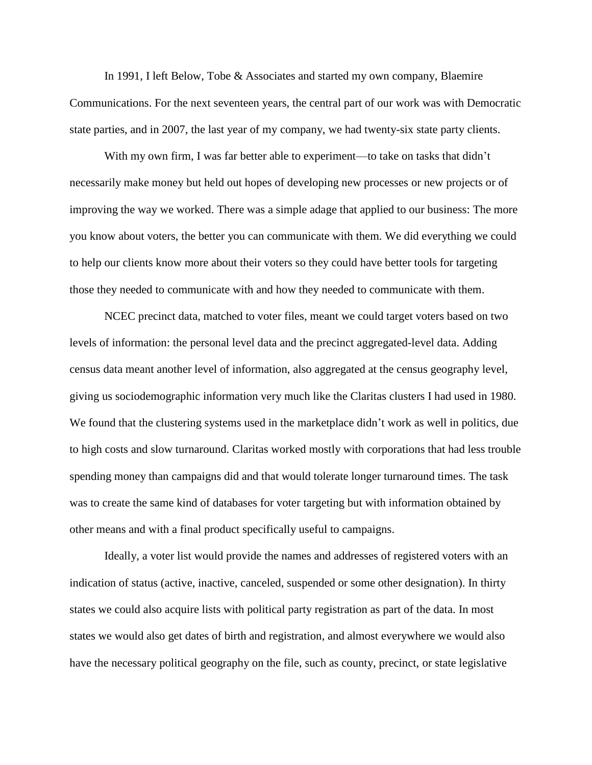In 1991, I left Below, Tobe & Associates and started my own company, Blaemire Communications. For the next seventeen years, the central part of our work was with Democratic state parties, and in 2007, the last year of my company, we had twenty-six state party clients.

With my own firm, I was far better able to experiment—to take on tasks that didn't necessarily make money but held out hopes of developing new processes or new projects or of improving the way we worked. There was a simple adage that applied to our business: The more you know about voters, the better you can communicate with them. We did everything we could to help our clients know more about their voters so they could have better tools for targeting those they needed to communicate with and how they needed to communicate with them.

NCEC precinct data, matched to voter files, meant we could target voters based on two levels of information: the personal level data and the precinct aggregated-level data. Adding census data meant another level of information, also aggregated at the census geography level, giving us sociodemographic information very much like the Claritas clusters I had used in 1980. We found that the clustering systems used in the marketplace didn't work as well in politics, due to high costs and slow turnaround. Claritas worked mostly with corporations that had less trouble spending money than campaigns did and that would tolerate longer turnaround times. The task was to create the same kind of databases for voter targeting but with information obtained by other means and with a final product specifically useful to campaigns.

Ideally, a voter list would provide the names and addresses of registered voters with an indication of status (active, inactive, canceled, suspended or some other designation). In thirty states we could also acquire lists with political party registration as part of the data. In most states we would also get dates of birth and registration, and almost everywhere we would also have the necessary political geography on the file, such as county, precinct, or state legislative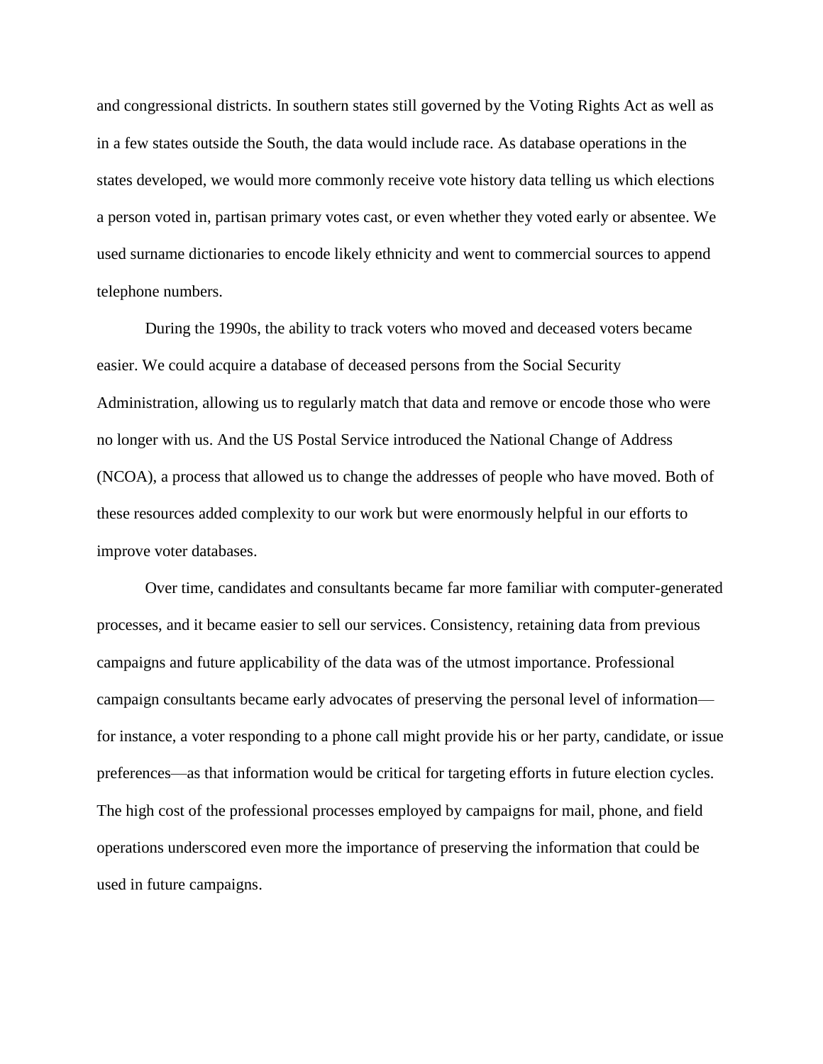and congressional districts. In southern states still governed by the Voting Rights Act as well as in a few states outside the South, the data would include race. As database operations in the states developed, we would more commonly receive vote history data telling us which elections a person voted in, partisan primary votes cast, or even whether they voted early or absentee. We used surname dictionaries to encode likely ethnicity and went to commercial sources to append telephone numbers.

During the 1990s, the ability to track voters who moved and deceased voters became easier. We could acquire a database of deceased persons from the Social Security Administration, allowing us to regularly match that data and remove or encode those who were no longer with us. And the US Postal Service introduced the National Change of Address (NCOA), a process that allowed us to change the addresses of people who have moved. Both of these resources added complexity to our work but were enormously helpful in our efforts to improve voter databases.

Over time, candidates and consultants became far more familiar with computer-generated processes, and it became easier to sell our services. Consistency, retaining data from previous campaigns and future applicability of the data was of the utmost importance. Professional campaign consultants became early advocates of preserving the personal level of information—for instance, a voter responding to a phone call might provide his or her party, candidate, or issue preferences—as that information would be critical for targeting efforts in future election cycles. The high cost of the professional processes employed by campaigns for mail, phone, and field operations underscored even more the importance of preserving the information that could be used in future campaigns.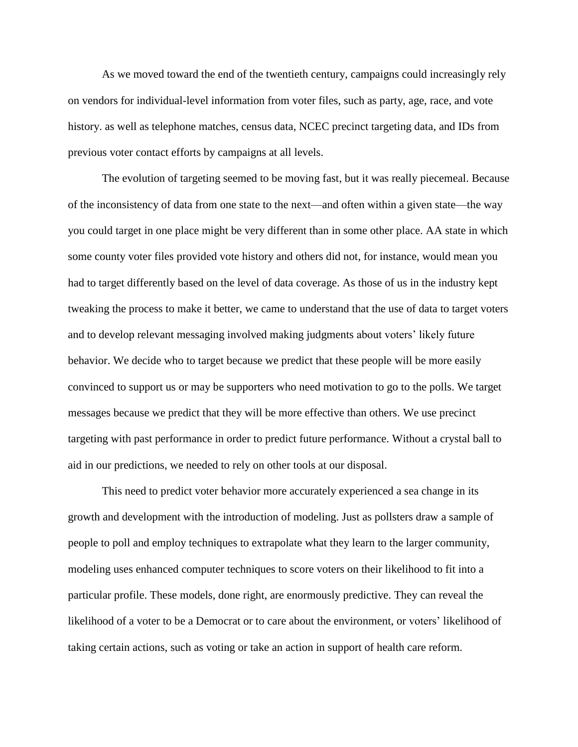As we moved toward the end of the twentieth century, campaigns could increasingly rely on vendors for individual-level information from voter files, such as party, age, race, and vote history. as well as telephone matches, census data, NCEC precinct targeting data, and IDs from previous voter contact efforts by campaigns at all levels.

The evolution of targeting seemed to be moving fast, but it was really piecemeal. Because of the inconsistency of data from one state to the next—and often within a given state—the way you could target in one place might be very different than in some other place. AA state in which some county voter files provided vote history and others did not, for instance, would mean you had to target differently based on the level of data coverage. As those of us in the industry kept tweaking the process to make it better, we came to understand that the use of data to target voters and to develop relevant messaging involved making judgments about voters' likely future behavior. We decide who to target because we predict that these people will be more easily convinced to support us or may be supporters who need motivation to go to the polls. We target messages because we predict that they will be more effective than others. We use precinct targeting with past performance in order to predict future performance. Without a crystal ball to aid in our predictions, we needed to rely on other tools at our disposal.

This need to predict voter behavior more accurately experienced a sea change in its growth and development with the introduction of modeling. Just as pollsters draw a sample of people to poll and employ techniques to extrapolate what they learn to the larger community, modeling uses enhanced computer techniques to score voters on their likelihood to fit into a particular profile. These models, done right, are enormously predictive. They can reveal the likelihood of a voter to be a Democrat or to care about the environment, or voters' likelihood of taking certain actions, such as voting or take an action in support of health care reform.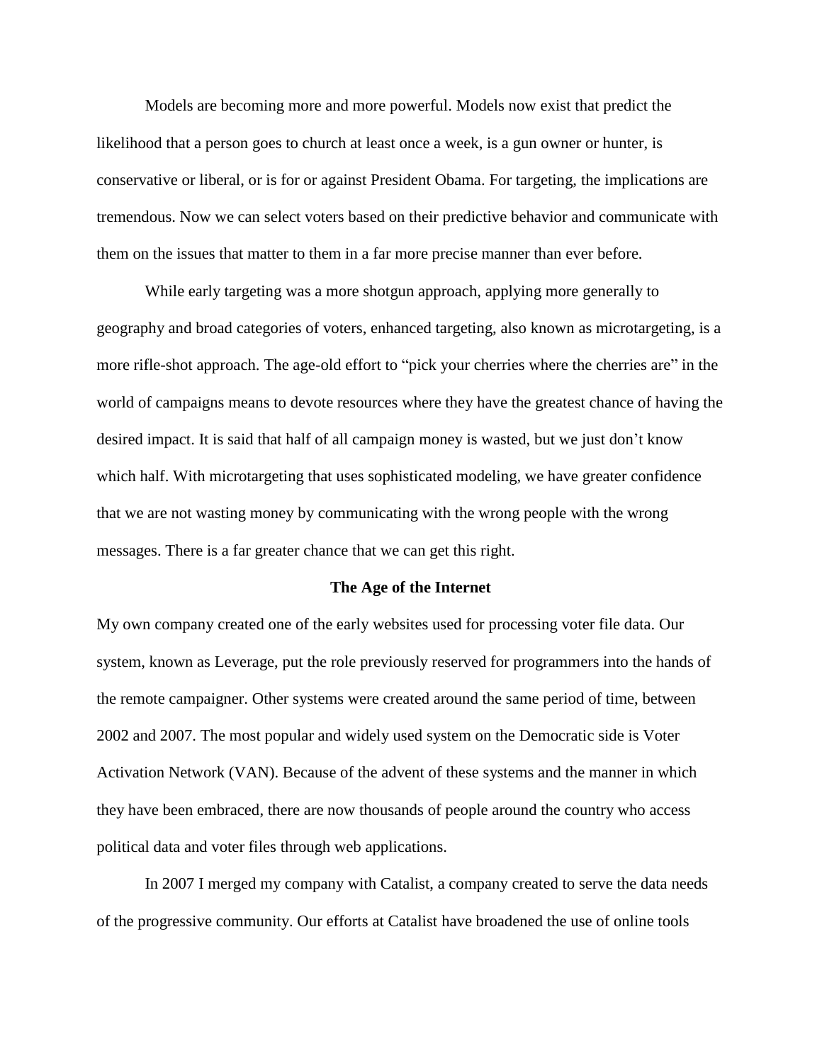Models are becoming more and more powerful. Models now exist that predict the likelihood that a person goes to church at least once a week, is a gun owner or hunter, is conservative or liberal, or is for or against President Obama. For targeting, the implications are tremendous. Now we can select voters based on their predictive behavior and communicate with them on the issues that matter to them in a far more precise manner than ever before.

While early targeting was a more shotgun approach, applying more generally to geography and broad categories of voters, enhanced targeting, also known as microtargeting, is a more rifle-shot approach. The age-old effort to "pick your cherries where the cherries are" in the world of campaigns means to devote resources where they have the greatest chance of having the desired impact. It is said that half of all campaign money is wasted, but we just don't know which half. With microtargeting that uses sophisticated modeling, we have greater confidence that we are not wasting money by communicating with the wrong people with the wrong messages. There is a far greater chance that we can get this right.

## The Age of the Internet

My own company created one of the early websites used for processing voter file data. Our system, known as Leverage, put the role previously reserved for programmers into the hands of the remote campaigner. Other systems were created around the same period of time, between 2002 and 2007. The most popular and widely used system on the Democratic side is Voter Activation Network (VAN). Because of the advent of these systems and the manner in which they have been embraced, there are now thousands of people around the country who access political data and voter files through web applications.

In 2007 I merged my company with Catalist, a company created to serve the data needs of the progressive community. Our efforts at Catalist have broadened the use of online tools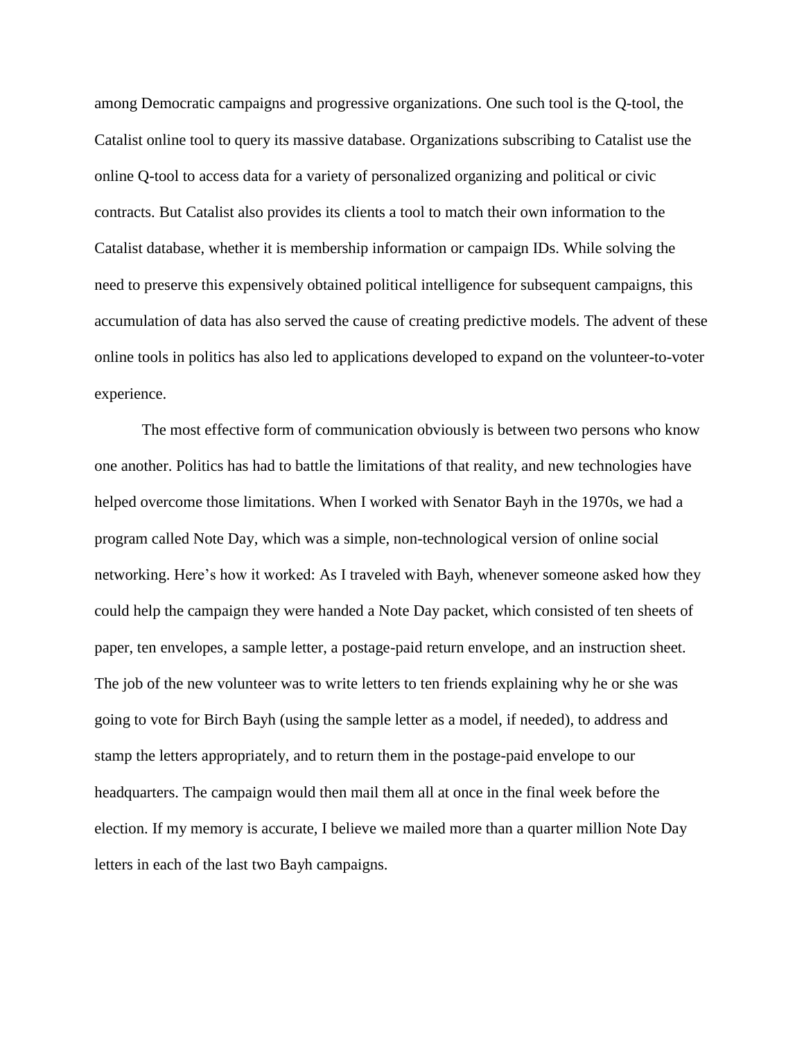among Democratic campaigns and progressive organizations. One such tool is the Q-tool, the Catalist online tool to query its massive database. Organizations subscribing to Catalist use the online Q-tool to access data for a variety of personalized organizing and political or civic contracts. But Catalist also provides its clients a tool to match their own information to the Catalist database, whether it is membership information or campaign IDs. While solving the need to preserve this expensively obtained political intelligence for subsequent campaigns, this accumulation of data has also served the cause of creating predictive models. The advent of these online tools in politics has also led to applications developed to expand on the volunteer-to-voter experience.

The most effective form of communication obviously is between two persons who know one another. Politics has had to battle the limitations of that reality, and new technologies have helped overcome those limitations. When I worked with Senator Bayh in the 1970s, we had a program called Note Day, which was a simple, non-technological version of online social networking. Here's how it worked: As I traveled with Bayh, whenever someone asked how they could help the campaign they were handed a Note Day packet, which consisted of ten sheets of paper, ten envelopes, a sample letter, a postage-paid return envelope, and an instruction sheet. The job of the new volunteer was to write letters to ten friends explaining why he or she was going to vote for Birch Bayh (using the sample letter as a model, if needed), to address and stamp the letters appropriately, and to return them in the postage-paid envelope to our headquarters. The campaign would then mail them all at once in the final week before the election. If my memory is accurate, I believe we mailed more than a quarter million Note Day letters in each of the last two Bayh campaigns.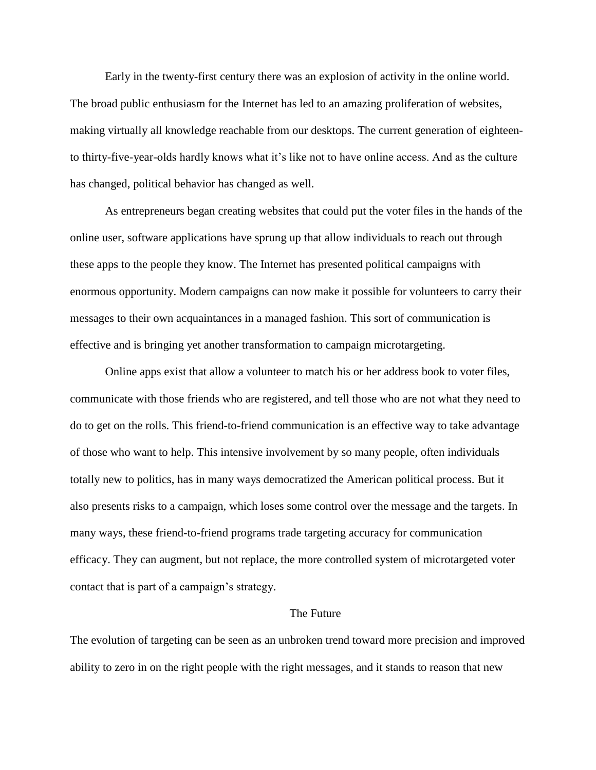Early in the twenty-first century there was an explosion of activity in the online world. The broad public enthusiasm for the Internet has led to an amazing proliferation of websites, making virtually all knowledge reachable from our desktops. The current generation of eighteen- to thirty-five-year-olds hardly knows what it's like not to have online access. And as the culture has changed, political behavior has changed as well.

As entrepreneurs began creating websites that could put the voter files in the hands of the online user, software applications have sprung up that allow individuals to reach out through these apps to the people they know. The Internet has presented political campaigns with enormous opportunity. Modern campaigns can now make it possible for volunteers to carry their messages to their own acquaintances in a managed fashion. This sort of communication is effective and is bringing yet another transformation to campaign microtargeting.

Online apps exist that allow a volunteer to match his or her address book to voter files, communicate with those friends who are registered, and tell those who are not what they need to do to get on the rolls. This friend-to-friend communication is an effective way to take advantage of those who want to help. This intensive involvement by so many people, often individuals totally new to politics, has in many ways democratized the American political process. But it also presents risks to a campaign, which loses some control over the message and the targets. In many ways, these friend-to-friend programs trade targeting accuracy for communication efficacy. They can augment, but not replace, the more controlled system of microtargeted voter contact that is part of a campaign's strategy.

## The Future

The evolution of targeting can be seen as an unbroken trend toward more precision and improved ability to zero in on the right people with the right messages, and it stands to reason that new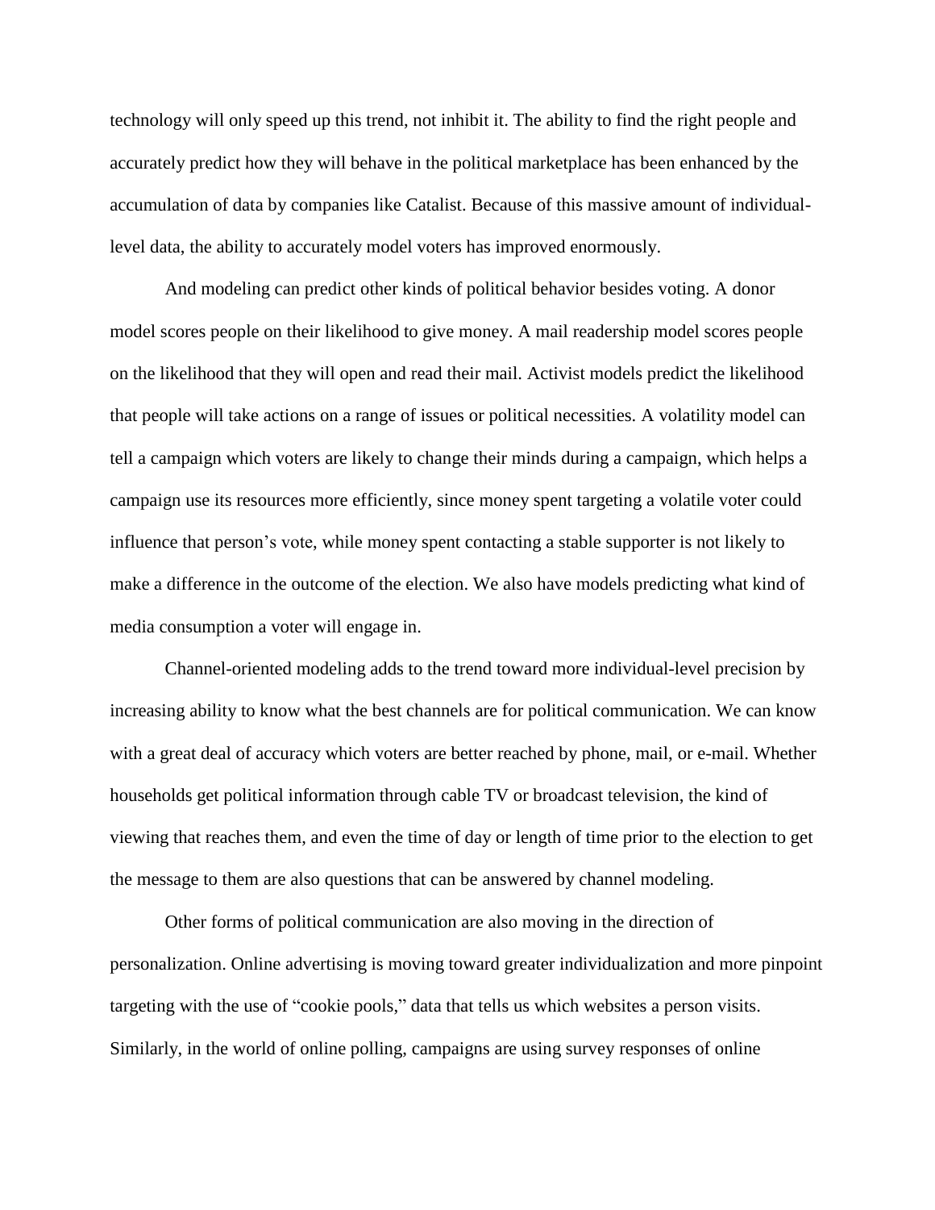technology will only speed up this trend, not inhibit it. The ability to find the right people and accurately predict how they will behave in the political marketplace has been enhanced by the accumulation of data by companies like Catalist. Because of this massive amount of individual-level data, the ability to accurately model voters has improved enormously.

And modeling can predict other kinds of political behavior besides voting. A donor model scores people on their likelihood to give money. A mail readership model scores people on the likelihood that they will open and read their mail. Activist models predict the likelihood that people will take actions on a range of issues or political necessities. A volatility model can tell a campaign which voters are likely to change their minds during a campaign, which helps a campaign use its resources more efficiently, since money spent targeting a volatile voter could influence that person's vote, while money spent contacting a stable supporter is not likely to make a difference in the outcome of the election. We also have models predicting what kind of media consumption a voter will engage in.

Channel-oriented modeling adds to the trend toward more individual-level precision by increasing ability to know what the best channels are for political communication. We can know with a great deal of accuracy which voters are better reached by phone, mail, or e-mail. Whether households get political information through cable TV or broadcast television, the kind of viewing that reaches them, and even the time of day or length of time prior to the election to get the message to them are also questions that can be answered by channel modeling.

Other forms of political communication are also moving in the direction of personalization. Online advertising is moving toward greater individualization and more pinpoint targeting with the use of "cookie pools," data that tells us which websites a person visits. Similarly, in the world of online polling, campaigns are using survey responses of online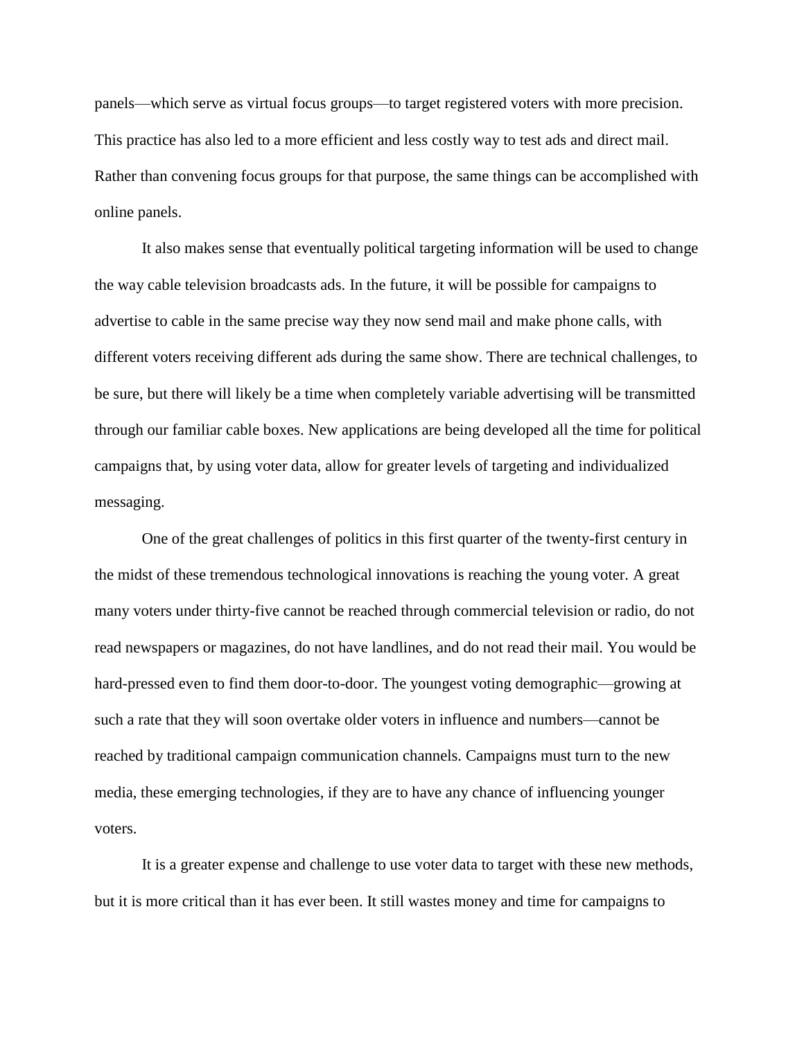panels—which serve as virtual focus groups—to target registered voters with more precision. This practice has also led to a more efficient and less costly way to test ads and direct mail. Rather than convening focus groups for that purpose, the same things can be accomplished with online panels.

It also makes sense that eventually political targeting information will be used to change the way cable television broadcasts ads. In the future, it will be possible for campaigns to advertise to cable in the same precise way they now send mail and make phone calls, with different voters receiving different ads during the same show. There are technical challenges, to be sure, but there will likely be a time when completely variable advertising will be transmitted through our familiar cable boxes. New applications are being developed all the time for political campaigns that, by using voter data, allow for greater levels of targeting and individualized messaging.

One of the great challenges of politics in this first quarter of the twenty-first century in the midst of these tremendous technological innovations is reaching the young voter. A great many voters under thirty-five cannot be reached through commercial television or radio, do not read newspapers or magazines, do not have landlines, and do not read their mail. You would be hard-pressed even to find them door-to-door. The youngest voting demographic—growing at such a rate that they will soon overtake older voters in influence and numbers—cannot be reached by traditional campaign communication channels. Campaigns must turn to the new media, these emerging technologies, if they are to have any chance of influencing younger voters.

It is a greater expense and challenge to use voter data to target with these new methods, but it is more critical than it has ever been. It still wastes money and time for campaigns to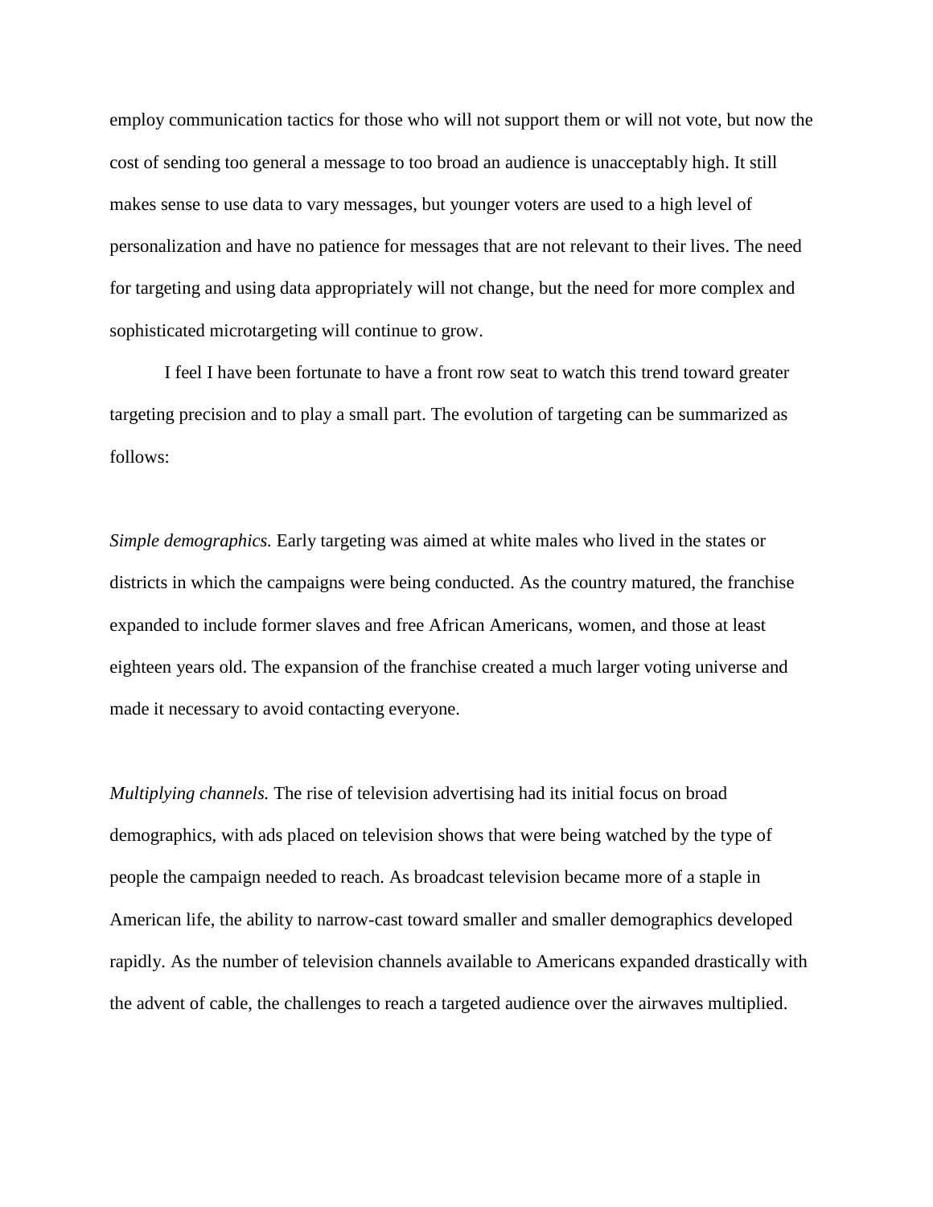employ communication tactics for those who will not support them or will not vote, but now the cost of sending too general a message to too broad an audience is unacceptably high. It still makes sense to use data to vary messages, but younger voters are used to a high level of personalization and have no patience for messages that are not relevant to their lives. The need for targeting and using data appropriately will not change, but the need for more complex and sophisticated microtargeting will continue to grow.

I feel I have been fortunate to have a front row seat to watch this trend toward greater targeting precision and to play a small part. The evolution of targeting can be summarized as follows:

*Simple demographics.* Early targeting was aimed at white males who lived in the states or districts in which the campaigns were being conducted. As the country matured, the franchise expanded to include former slaves and free African Americans, women, and those at least eighteen years old. The expansion of the franchise created a much larger voting universe and made it necessary to avoid contacting everyone.

*Multiplying channels.* The rise of television advertising had its initial focus on broad demographics, with ads placed on television shows that were being watched by the type of people the campaign needed to reach. As broadcast television became more of a staple in American life, the ability to narrow-cast toward smaller and smaller demographics developed rapidly. As the number of television channels available to Americans expanded drastically with the advent of cable, the challenges to reach a targeted audience over the airwaves multiplied.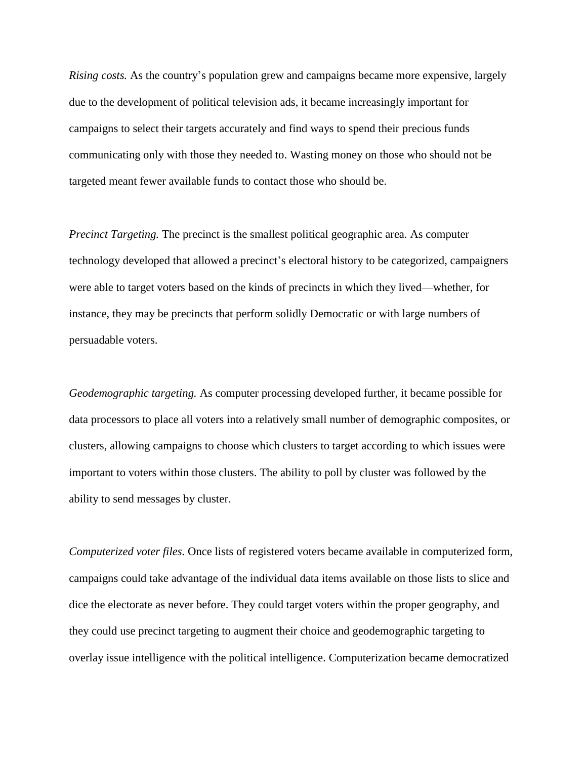*Rising costs.* As the country's population grew and campaigns became more expensive, largely due to the development of political television ads, it became increasingly important for campaigns to select their targets accurately and find ways to spend their precious funds communicating only with those they needed to. Wasting money on those who should not be targeted meant fewer available funds to contact those who should be.

*Precinct Targeting.* The precinct is the smallest political geographic area. As computer technology developed that allowed a precinct's electoral history to be categorized, campaigners were able to target voters based on the kinds of precincts in which they lived—whether, for instance, they may be precincts that perform solidly Democratic or with large numbers of persuadable voters.

*Geodemographic targeting.* As computer processing developed further, it became possible for data processors to place all voters into a relatively small number of demographic composites, or clusters, allowing campaigns to choose which clusters to target according to which issues were important to voters within those clusters. The ability to poll by cluster was followed by the ability to send messages by cluster.

*Computerized voter files.* Once lists of registered voters became available in computerized form, campaigns could take advantage of the individual data items available on those lists to slice and dice the electorate as never before. They could target voters within the proper geography, and they could use precinct targeting to augment their choice and geodemographic targeting to overlay issue intelligence with the political intelligence. Computerization became democratized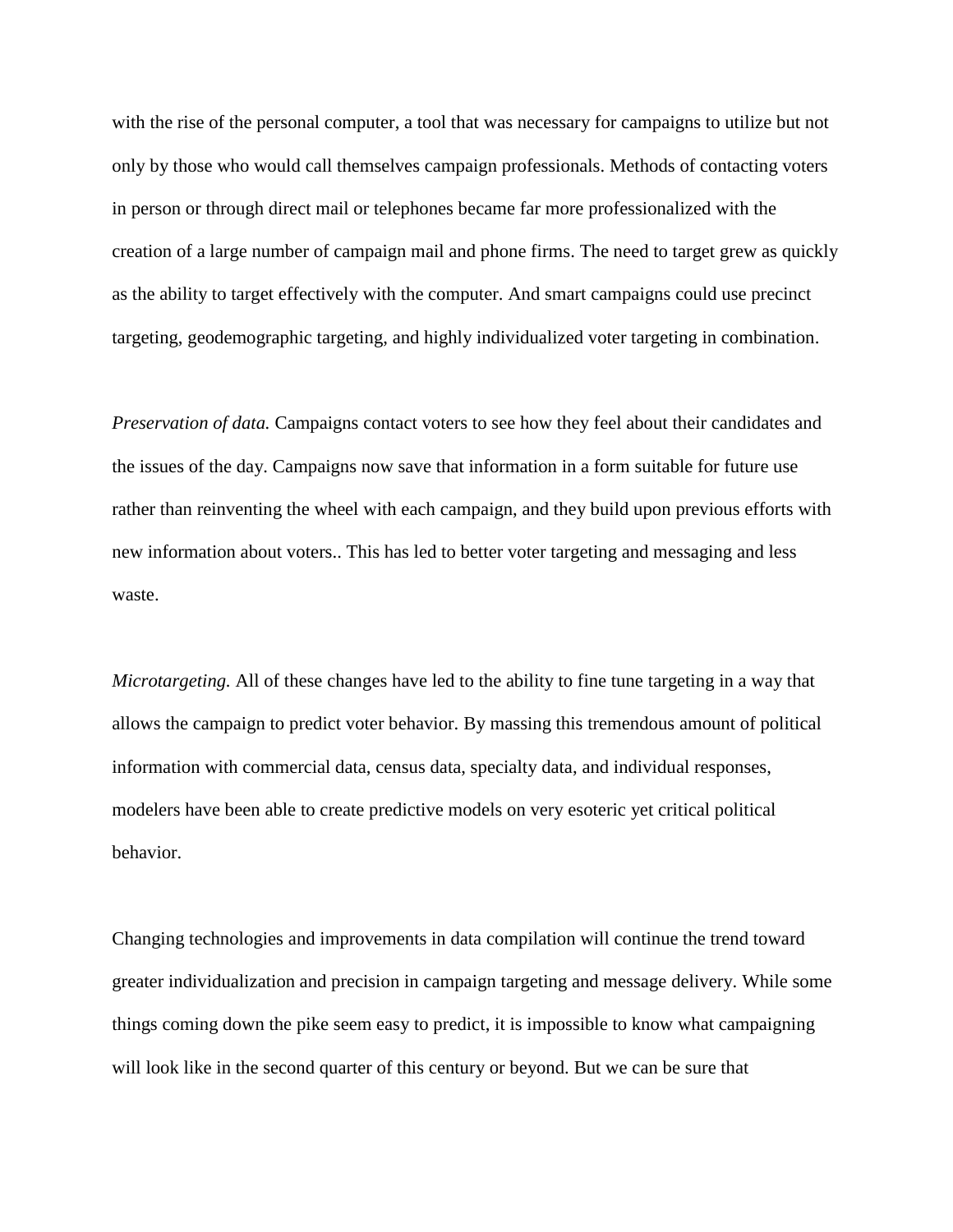with the rise of the personal computer, a tool that was necessary for campaigns to utilize but not only by those who would call themselves campaign professionals. Methods of contacting voters in person or through direct mail or telephones became far more professionalized with the creation of a large number of campaign mail and phone firms. The need to target grew as quickly as the ability to target effectively with the computer. And smart campaigns could use precinct targeting, geodemographic targeting, and highly individualized voter targeting in combination.

*Preservation of data.* Campaigns contact voters to see how they feel about their candidates and the issues of the day. Campaigns now save that information in a form suitable for future use rather than reinventing the wheel with each campaign, and they build upon previous efforts with new information about voters.. This has led to better voter targeting and messaging and less waste.

*Microtargeting.* All of these changes have led to the ability to fine tune targeting in a way that allows the campaign to predict voter behavior. By massing this tremendous amount of political information with commercial data, census data, specialty data, and individual responses, modelers have been able to create predictive models on very esoteric yet critical political behavior.

Changing technologies and improvements in data compilation will continue the trend toward greater individualization and precision in campaign targeting and message delivery. While some things coming down the pike seem easy to predict, it is impossible to know what campaigning will look like in the second quarter of this century or beyond. But we can be sure that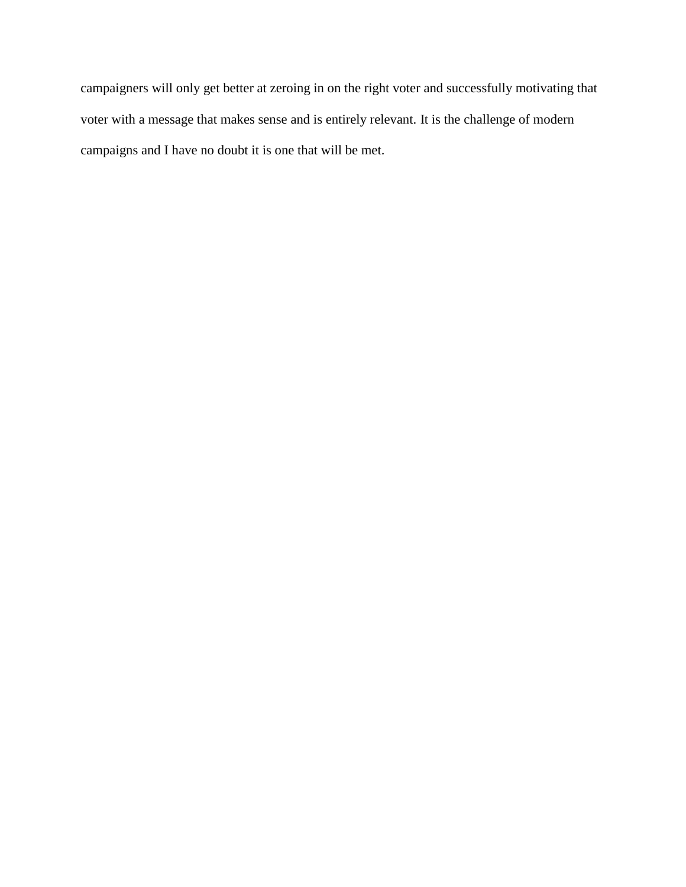campaigners will only get better at zeroing in on the right voter and successfully motivating that voter with a message that makes sense and is entirely relevant. It is the challenge of modern campaigns and I have no doubt it is one that will be met.